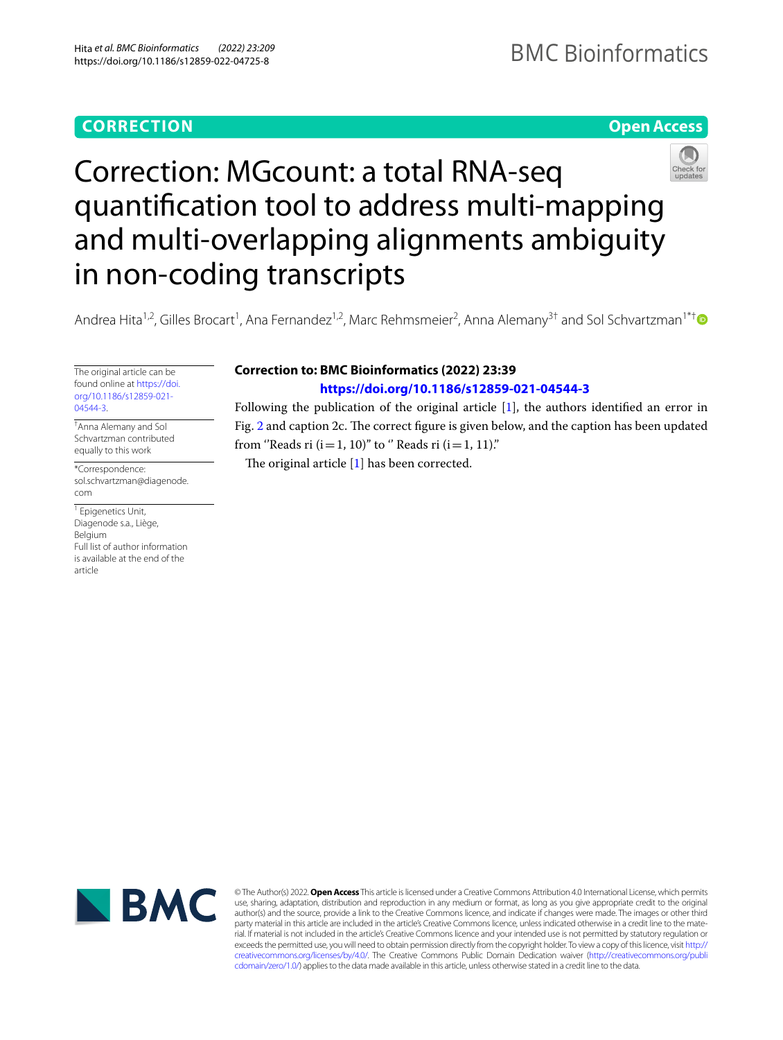**CORRECTION** **Open Access**

# Correction: MGcount: a total RNA-seq quantification tool to address multi-mapping and multi-overlapping alignments ambiguity in non-coding transcripts

Andrea Hita[1,2], Gilles Brocart[1], Ana Fernandez[1,2], Marc Rehmsmeier[2], Anna Alemany[3†] and Sol Schvartzman[1*†]

The original article can be found online at https://doi.org/10.1186/s12859-021-04544-3.

†Anna Alemany and Sol Schvartzman contributed equally to this work

*Correspondence: sol.schvartzman@diagenode.com

[1] Epigenetics Unit, Diagenode s.a., Liège, Belgium
Full list of author information is available at the end of the article

**Correction to: BMC Bioinformatics (2022) 23:39**
**https://doi.org/10.1186/s12859-021-04544-3**

Following the publication of the original article [1], the authors identified an error in Fig. 2 and caption 2c. The correct figure is given below, and the caption has been updated from ''Reads ri (i = 1, 10)'' to '' Reads ri (i = 1, 11).''

The original article [1] has been corrected.

© The Author(s) 2022. **Open Access** This article is licensed under a Creative Commons Attribution 4.0 International License, which permits use, sharing, adaptation, distribution and reproduction in any medium or format, as long as you give appropriate credit to the original author(s) and the source, provide a link to the Creative Commons licence, and indicate if changes were made. The images or other third party material in this article are included in the article's Creative Commons licence, unless indicated otherwise in a credit line to the material. If material is not included in the article's Creative Commons licence and your intended use is not permitted by statutory regulation or exceeds the permitted use, you will need to obtain permission directly from the copyright holder. To view a copy of this licence, visit http://creativecommons.org/licenses/by/4.0/. The Creative Commons Public Domain Dedication waiver (http://creativecommons.org/publicdomain/zero/1.0/) applies to the data made available in this article, unless otherwise stated in a credit line to the data.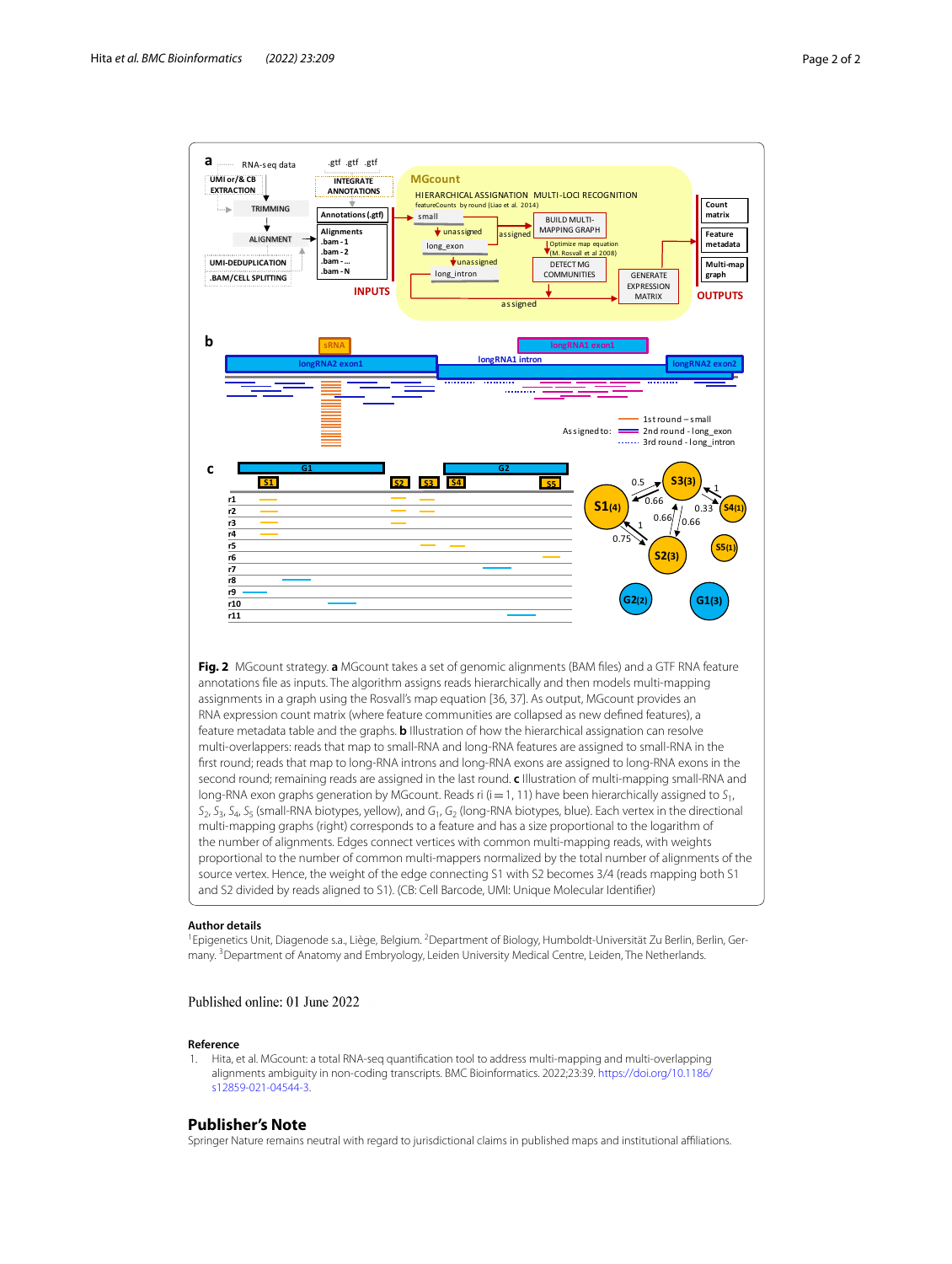**Fig. 2** MGcount strategy. **a** MGcount takes a set of genomic alignments (BAM files) and a GTF RNA feature annotations file as inputs. The algorithm assigns reads hierarchically and then models multi-mapping assignments in a graph using the Rosvall's map equation [36, 37]. As output, MGcount provides an RNA expression count matrix (where feature communities are collapsed as new defined features), a feature metadata table and the graphs. **b** Illustration of how the hierarchical assignation can resolve multi-overlappers: reads that map to small-RNA and long-RNA features are assigned to small-RNA in the first round; reads that map to long-RNA introns and long-RNA exons are assigned to long-RNA exons in the second round; remaining reads are assigned in the last round. **c** Illustration of multi-mapping small-RNA and long-RNA exon graphs generation by MGcount. Reads ri (i = 1, 11) have been hierarchically assigned to $S_1$, $S_2$, $S_3$, $S_4$, $S_5$ (small-RNA biotypes, yellow), and $G_1$, $G_2$ (long-RNA biotypes, blue). Each vertex in the directional multi-mapping graphs (right) corresponds to a feature and has a size proportional to the logarithm of the number of alignments. Edges connect vertices with common multi-mapping reads, with weights proportional to the number of common multi-mappers normalized by the total number of alignments of the source vertex. Hence, the weight of the edge connecting S1 with S2 becomes 3/4 (reads mapping both S1 and S2 divided by reads aligned to S1). (CB: Cell Barcode, UMI: Unique Molecular Identifier)

**Author details**

[1] Epigenetics Unit, Diagenode s.a., Liège, Belgium. [2] Department of Biology, Humboldt-Universität Zu Berlin, Berlin, Germany. [3] Department of Anatomy and Embryology, Leiden University Medical Centre, Leiden, The Netherlands.

Published online: 01 June 2022

**Reference**

1. Hita, et al. MGcount: a total RNA-seq quantification tool to address multi-mapping and multi-overlapping alignments ambiguity in non-coding transcripts. BMC Bioinformatics. 2022;23:39. https://doi.org/10.1186/s12859-021-04544-3.

## Publisher's Note

Springer Nature remains neutral with regard to jurisdictional claims in published maps and institutional affiliations.